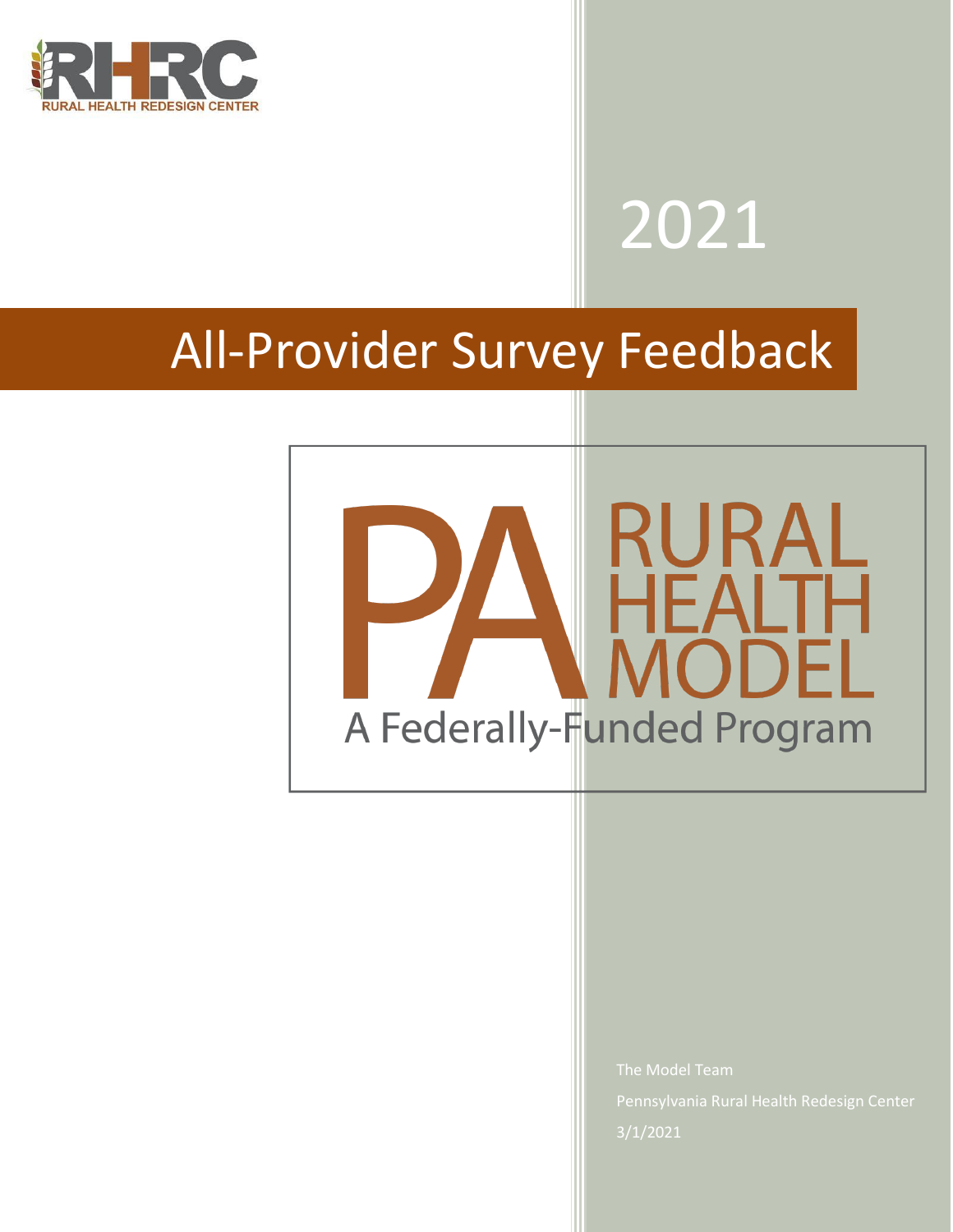RHRC

RURAL HEALTH REDESIGN CENTER

2021

# All-Provider Survey Feedback

PA RURAL HEALTH MODEL

A Federally-Funded Program

The Model Team

Pennsylvania Rural Health Redesign Center

3/1/2021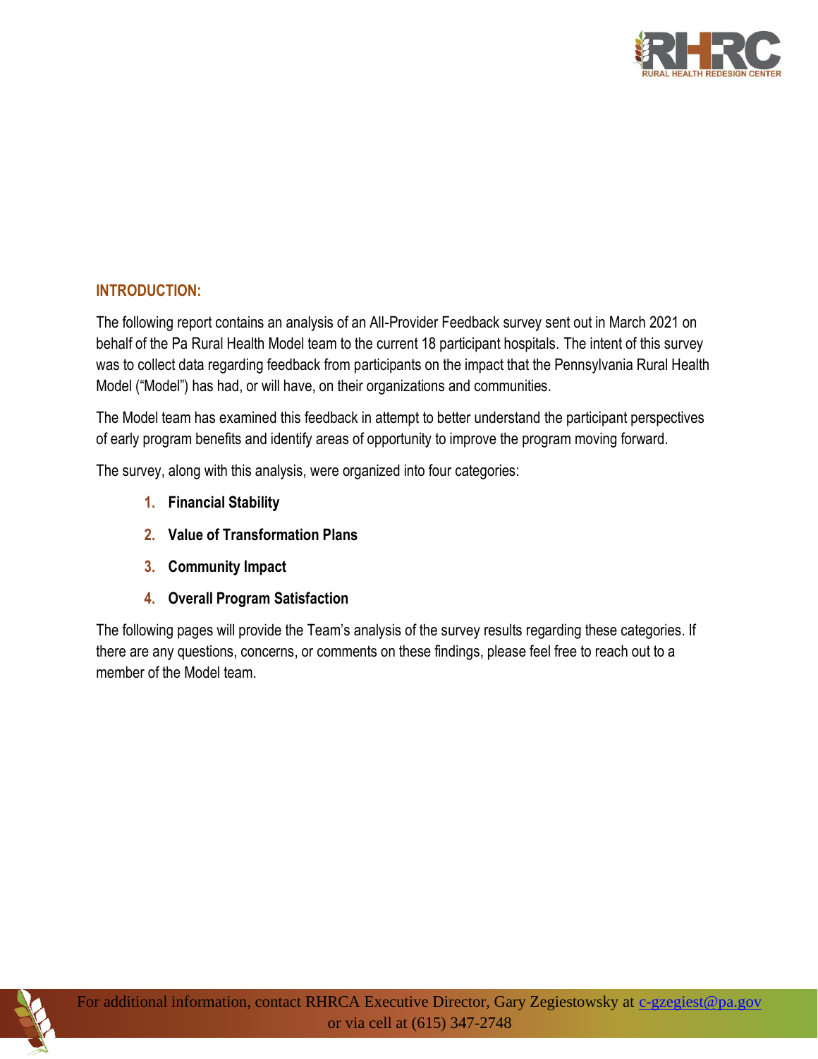## INTRODUCTION:

The following report contains an analysis of an All-Provider Feedback survey sent out in March 2021 on behalf of the Pa Rural Health Model team to the current 18 participant hospitals. The intent of this survey was to collect data regarding feedback from participants on the impact that the Pennsylvania Rural Health Model ("Model") has had, or will have, on their organizations and communities.

The Model team has examined this feedback in attempt to better understand the participant perspectives of early program benefits and identify areas of opportunity to improve the program moving forward.

The survey, along with this analysis, were organized into four categories:

1. **Financial Stability**
2. **Value of Transformation Plans**
3. **Community Impact**
4. **Overall Program Satisfaction**

The following pages will provide the Team's analysis of the survey results regarding these categories. If there are any questions, concerns, or comments on these findings, please feel free to reach out to a member of the Model team.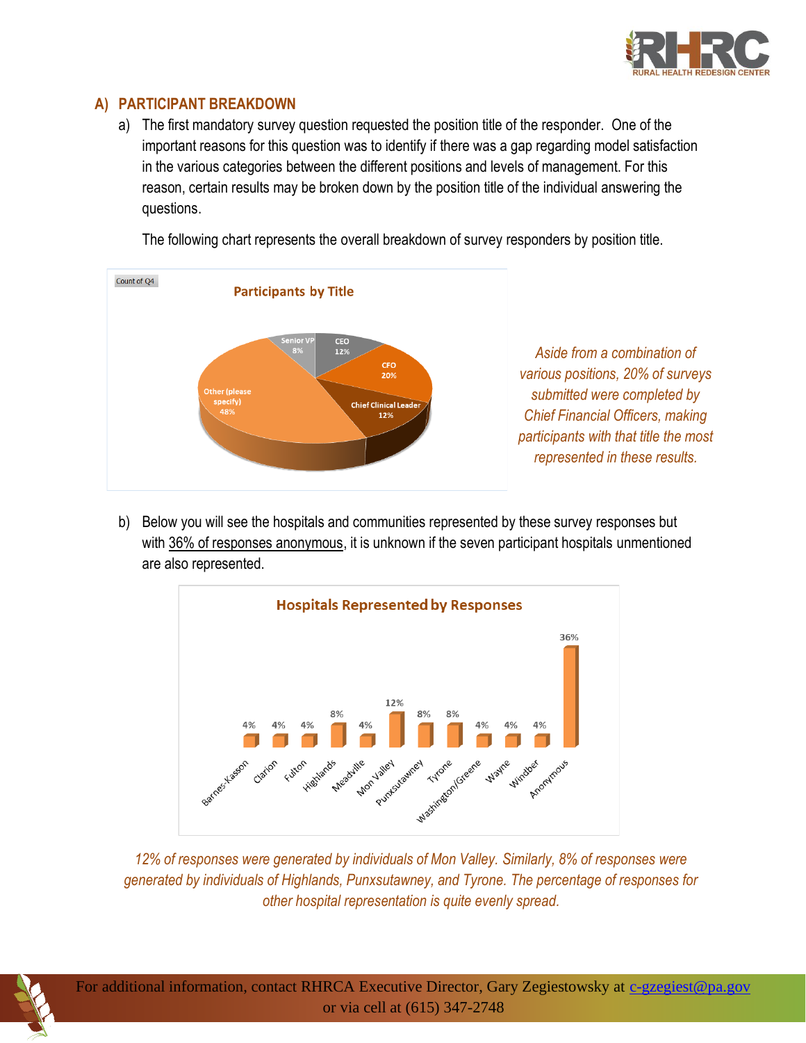## A) PARTICIPANT BREAKDOWN

a) The first mandatory survey question requested the position title of the responder. One of the important reasons for this question was to identify if there was a gap regarding model satisfaction in the various categories between the different positions and levels of management. For this reason, certain results may be broken down by the position title of the individual answering the questions.

The following chart represents the overall breakdown of survey responders by position title.

**Participants by Title**

| Title | Count of Q4 |
|---|---|
| CEO | 12% |
| CFO | 20% |
| Chief Clinical Leader | 12% |
| Other (please specify) | 48% |
| Senior VP | 8% |

*Aside from a combination of various positions, 20% of surveys submitted were completed by Chief Financial Officers, making participants with that title the most represented in these results.*

b) Below you will see the hospitals and communities represented by these survey responses but with <u>36% of responses anonymous</u>, it is unknown if the seven participant hospitals unmentioned are also represented.

**Hospitals Represented by Responses**

| Hospital | Percentage |
|---|---|
| Barnes-Kasson | 4% |
| Clarion | 4% |
| Fulton | 4% |
| Highlands | 8% |
| Meadville | 4% |
| Mon Valley | 12% |
| Punxsutawney | 8% |
| Tyrone | 8% |
| Washington/Greene | 4% |
| Wayne | 4% |
| Windber | 4% |
| Anonymous | 36% |

*12% of responses were generated by individuals of Mon Valley. Similarly, 8% of responses were generated by individuals of Highlands, Punxsutawney, and Tyrone. The percentage of responses for other hospital representation is quite evenly spread.*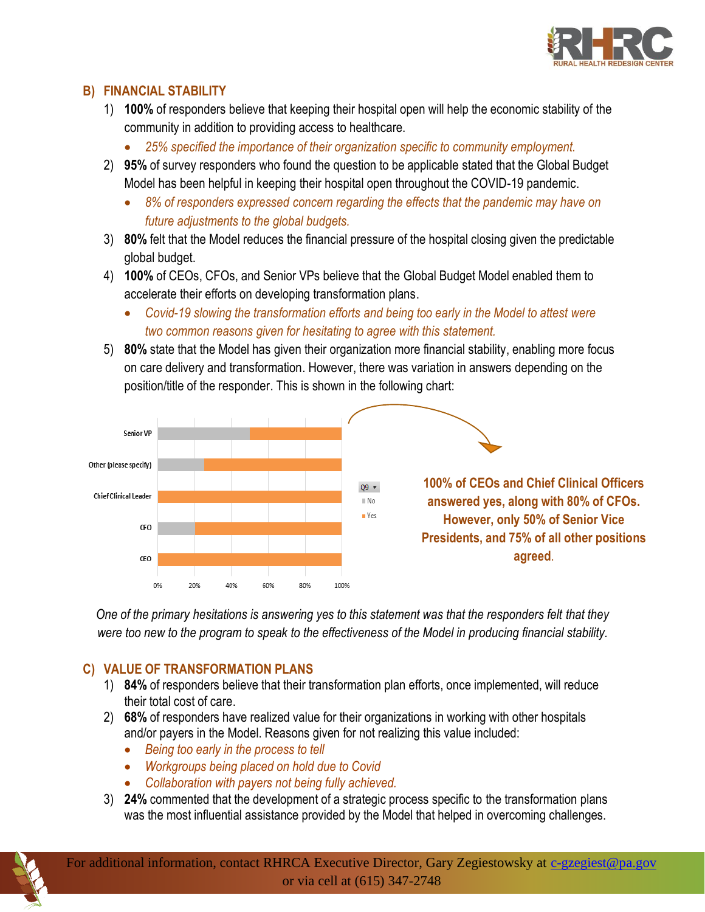## B) FINANCIAL STABILITY

1) **100%** of responders believe that keeping their hospital open will help the economic stability of the community in addition to providing access to healthcare.
   - *25% specified the importance of their organization specific to community employment.*
2) **95%** of survey responders who found the question to be applicable stated that the Global Budget Model has been helpful in keeping their hospital open throughout the COVID-19 pandemic.
   - *8% of responders expressed concern regarding the effects that the pandemic may have on future adjustments to the global budgets.*
3) **80%** felt that the Model reduces the financial pressure of the hospital closing given the predictable global budget.
4) **100%** of CEOs, CFOs, and Senior VPs believe that the Global Budget Model enabled them to accelerate their efforts on developing transformation plans.
   - *Covid-19 slowing the transformation efforts and being too early in the Model to attest were two common reasons given for hesitating to agree with this statement.*
5) **80%** state that the Model has given their organization more financial stability, enabling more focus on care delivery and transformation. However, there was variation in answers depending on the position/title of the responder. This is shown in the following chart:

Q9: No / Yes

| Position | No | Yes |
|---|---|---|
| Senior VP | 50% | 50% |
| Other (please specify) | 25% | 75% |
| Chief Clinical Leader | 0% | 100% |
| CFO | 20% | 80% |
| CEO | 0% | 100% |

**100% of CEOs and Chief Clinical Officers answered yes, along with 80% of CFOs. However, only 50% of Senior Vice Presidents, and 75% of all other positions agreed.**

*One of the primary hesitations is answering yes to this statement was that the responders felt that they were too new to the program to speak to the effectiveness of the Model in producing financial stability.*

## C) VALUE OF TRANSFORMATION PLANS

1) **84%** of responders believe that their transformation plan efforts, once implemented, will reduce their total cost of care.
2) **68%** of responders have realized value for their organizations in working with other hospitals and/or payers in the Model. Reasons given for not realizing this value included:
   - *Being too early in the process to tell*
   - *Workgroups being placed on hold due to Covid*
   - *Collaboration with payers not being fully achieved.*
3) **24%** commented that the development of a strategic process specific to the transformation plans was the most influential assistance provided by the Model that helped in overcoming challenges.

For additional information, contact RHRCA Executive Director, Gary Zegiestowsky at c-gzegiest@pa.gov or via cell at (615) 347-2748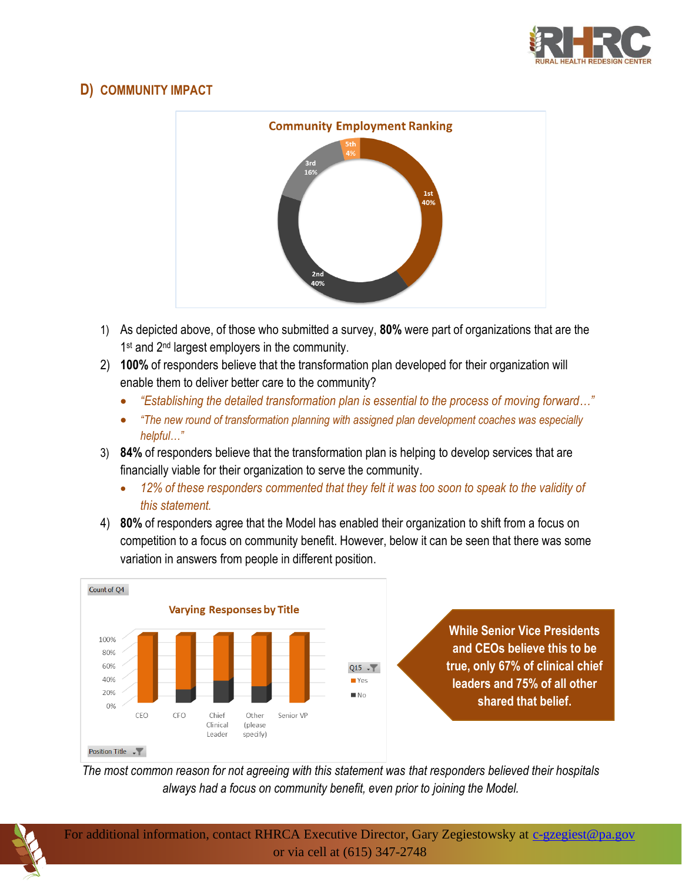## D) COMMUNITY IMPACT

**Community Employment Ranking**

5th 4%
3rd 16%
1st 40%
2nd 40%

1) As depicted above, of those who submitted a survey, **80%** were part of organizations that are the 1st and 2nd largest employers in the community.
2) **100%** of responders believe that the transformation plan developed for their organization will enable them to deliver better care to the community?
   - *"Establishing the detailed transformation plan is essential to the process of moving forward…"*
   - *"The new round of transformation planning with assigned plan development coaches was especially helpful…"*
3) **84%** of responders believe that the transformation plan is helping to develop services that are financially viable for their organization to serve the community.
   - *12% of these responders commented that they felt it was too soon to speak to the validity of this statement.*
4) **80%** of responders agree that the Model has enabled their organization to shift from a focus on competition to a focus on community benefit. However, below it can be seen that there was some variation in answers from people in different position.

Count of Q4

**Varying Responses by Title**

100%
80%
60%
40%
20%
0%

CEO | CFO | Chief Clinical Leader | Other (please specify) | Senior VP

Q15: Yes, No

Position Title

**While Senior Vice Presidents and CEOs believe this to be true, only 67% of clinical chief leaders and 75% of all other shared that belief.**

*The most common reason for not agreeing with this statement was that responders believed their hospitals always had a focus on community benefit, even prior to joining the Model.*

For additional information, contact RHRCA Executive Director, Gary Zegiestowsky at c-gzegiest@pa.gov or via cell at (615) 347-2748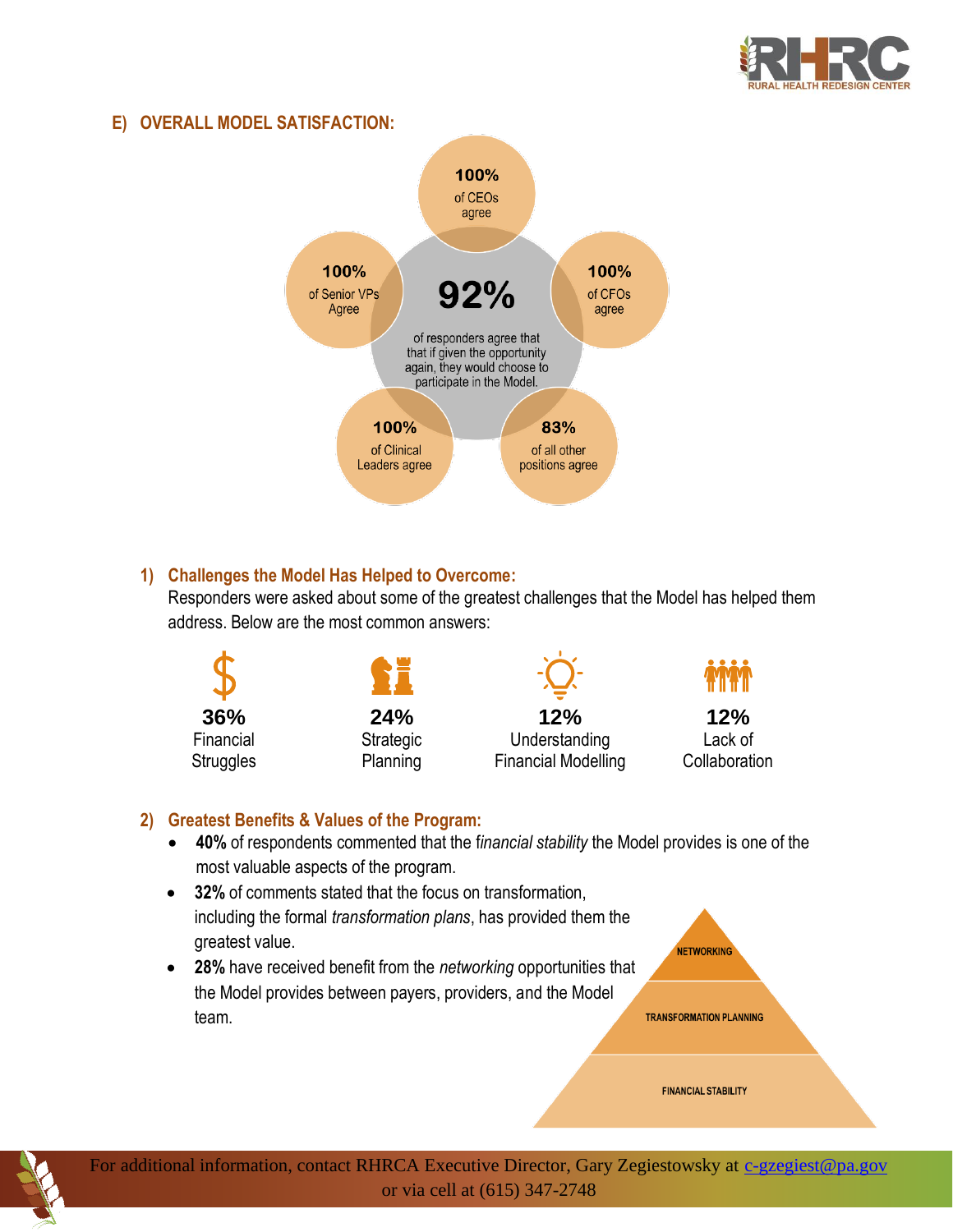## E) OVERALL MODEL SATISFACTION:

**92%** of responders agree that that if given the opportunity again, they would choose to participate in the Model.

- **100%** of CEOs agree
- **100%** of CFOs agree
- **83%** of all other positions agree
- **100%** of Clinical Leaders agree
- **100%** of Senior VPs Agree

### 1) Challenges the Model Has Helped to Overcome:

Responders were asked about some of the greatest challenges that the Model has helped them address. Below are the most common answers:

- **36%** Financial Struggles
- **24%** Strategic Planning
- **12%** Understanding Financial Modelling
- **12%** Lack of Collaboration

### 2) Greatest Benefits & Values of the Program:

- **40%** of respondents commented that the f*inancial stability* the Model provides is one of the most valuable aspects of the program.
- **32%** of comments stated that the focus on transformation, including the formal *transformation plans*, has provided them the greatest value.
- **28%** have received benefit from the *networking* opportunities that the Model provides between payers, providers, and the Model team.

NETWORKING

TRANSFORMATION PLANNING

FINANCIAL STABILITY

For additional information, contact RHRCA Executive Director, Gary Zegiestowsky at c-gzegiest@pa.gov or via cell at (615) 347-2748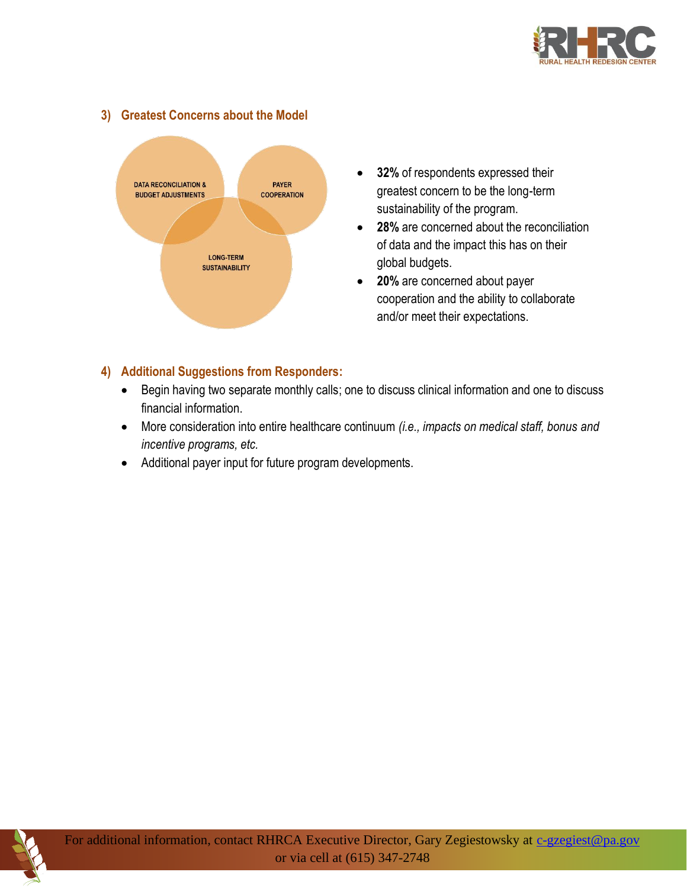### 3) Greatest Concerns about the Model

DATA RECONCILIATION & BUDGET ADJUSTMENTS

PAYER COOPERATION

LONG-TERM SUSTAINABILITY

- **32%** of respondents expressed their greatest concern to be the long-term sustainability of the program.
- **28%** are concerned about the reconciliation of data and the impact this has on their global budgets.
- **20%** are concerned about payer cooperation and the ability to collaborate and/or meet their expectations.

### 4) Additional Suggestions from Responders:

- Begin having two separate monthly calls; one to discuss clinical information and one to discuss financial information.
- More consideration into entire healthcare continuum *(i.e., impacts on medical staff, bonus and incentive programs, etc.*
- Additional payer input for future program developments.

For additional information, contact RHRCA Executive Director, Gary Zegiestowsky at c-gzegiest@pa.gov or via cell at (615) 347-2748